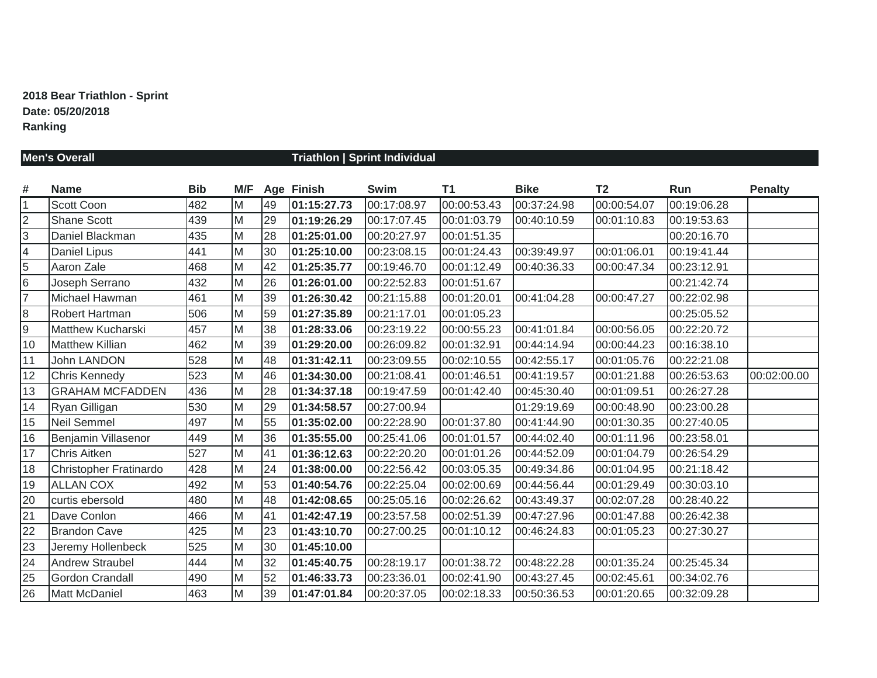**2018 Bear Triathlon - Sprint**
**Date: 05/20/2018**
**Ranking**

**Men's Overall** | **Triathlon | Sprint Individual**

| # | Name | Bib | M/F | Age | Finish | Swim | T1 | Bike | T2 | Run | Penalty |
|---|---|---|---|---|---|---|---|---|---|---|---|
| 1 | Scott Coon | 482 | M | 49 | **01:15:27.73** | 00:17:08.97 | 00:00:53.43 | 00:37:24.98 | 00:00:54.07 | 00:19:06.28 | |
| 2 | Shane Scott | 439 | M | 29 | **01:19:26.29** | 00:17:07.45 | 00:01:03.79 | 00:40:10.59 | 00:01:10.83 | 00:19:53.63 | |
| 3 | Daniel Blackman | 435 | M | 28 | **01:25:01.00** | 00:20:27.97 | 00:01:51.35 | | | 00:20:16.70 | |
| 4 | Daniel Lipus | 441 | M | 30 | **01:25:10.00** | 00:23:08.15 | 00:01:24.43 | 00:39:49.97 | 00:01:06.01 | 00:19:41.44 | |
| 5 | Aaron Zale | 468 | M | 42 | **01:25:35.77** | 00:19:46.70 | 00:01:12.49 | 00:40:36.33 | 00:00:47.34 | 00:23:12.91 | |
| 6 | Joseph Serrano | 432 | M | 26 | **01:26:01.00** | 00:22:52.83 | 00:01:51.67 | | | 00:21:42.74 | |
| 7 | Michael Hawman | 461 | M | 39 | **01:26:30.42** | 00:21:15.88 | 00:01:20.01 | 00:41:04.28 | 00:00:47.27 | 00:22:02.98 | |
| 8 | Robert Hartman | 506 | M | 59 | **01:27:35.89** | 00:21:17.01 | 00:01:05.23 | | | 00:25:05.52 | |
| 9 | Matthew Kucharski | 457 | M | 38 | **01:28:33.06** | 00:23:19.22 | 00:00:55.23 | 00:41:01.84 | 00:00:56.05 | 00:22:20.72 | |
| 10 | Matthew Killian | 462 | M | 39 | **01:29:20.00** | 00:26:09.82 | 00:01:32.91 | 00:44:14.94 | 00:00:44.23 | 00:16:38.10 | |
| 11 | John LANDON | 528 | M | 48 | **01:31:42.11** | 00:23:09.55 | 00:02:10.55 | 00:42:55.17 | 00:01:05.76 | 00:22:21.08 | |
| 12 | Chris Kennedy | 523 | M | 46 | **01:34:30.00** | 00:21:08.41 | 00:01:46.51 | 00:41:19.57 | 00:01:21.88 | 00:26:53.63 | 00:02:00.00 |
| 13 | GRAHAM MCFADDEN | 436 | M | 28 | **01:34:37.18** | 00:19:47.59 | 00:01:42.40 | 00:45:30.40 | 00:01:09.51 | 00:26:27.28 | |
| 14 | Ryan Gilligan | 530 | M | 29 | **01:34:58.57** | 00:27:00.94 | | 01:29:19.69 | 00:00:48.90 | 00:23:00.28 | |
| 15 | Neil Semmel | 497 | M | 55 | **01:35:02.00** | 00:22:28.90 | 00:01:37.80 | 00:41:44.90 | 00:01:30.35 | 00:27:40.05 | |
| 16 | Benjamin Villasenor | 449 | M | 36 | **01:35:55.00** | 00:25:41.06 | 00:01:01.57 | 00:44:02.40 | 00:01:11.96 | 00:23:58.01 | |
| 17 | Chris Aitken | 527 | M | 41 | **01:36:12.63** | 00:22:20.20 | 00:01:01.26 | 00:44:52.09 | 00:01:04.79 | 00:26:54.29 | |
| 18 | Christopher Fratinardo | 428 | M | 24 | **01:38:00.00** | 00:22:56.42 | 00:03:05.35 | 00:49:34.86 | 00:01:04.95 | 00:21:18.42 | |
| 19 | ALLAN COX | 492 | M | 53 | **01:40:54.76** | 00:22:25.04 | 00:02:00.69 | 00:44:56.44 | 00:01:29.49 | 00:30:03.10 | |
| 20 | curtis ebersold | 480 | M | 48 | **01:42:08.65** | 00:25:05.16 | 00:02:26.62 | 00:43:49.37 | 00:02:07.28 | 00:28:40.22 | |
| 21 | Dave Conlon | 466 | M | 41 | **01:42:47.19** | 00:23:57.58 | 00:02:51.39 | 00:47:27.96 | 00:01:47.88 | 00:26:42.38 | |
| 22 | Brandon Cave | 425 | M | 23 | **01:43:10.70** | 00:27:00.25 | 00:01:10.12 | 00:46:24.83 | 00:01:05.23 | 00:27:30.27 | |
| 23 | Jeremy Hollenbeck | 525 | M | 30 | **01:45:10.00** | | | | | | |
| 24 | Andrew Straubel | 444 | M | 32 | **01:45:40.75** | 00:28:19.17 | 00:01:38.72 | 00:48:22.28 | 00:01:35.24 | 00:25:45.34 | |
| 25 | Gordon Crandall | 490 | M | 52 | **01:46:33.73** | 00:23:36.01 | 00:02:41.90 | 00:43:27.45 | 00:02:45.61 | 00:34:02.76 | |
| 26 | Matt McDaniel | 463 | M | 39 | **01:47:01.84** | 00:20:37.05 | 00:02:18.33 | 00:50:36.53 | 00:01:20.65 | 00:32:09.28 | |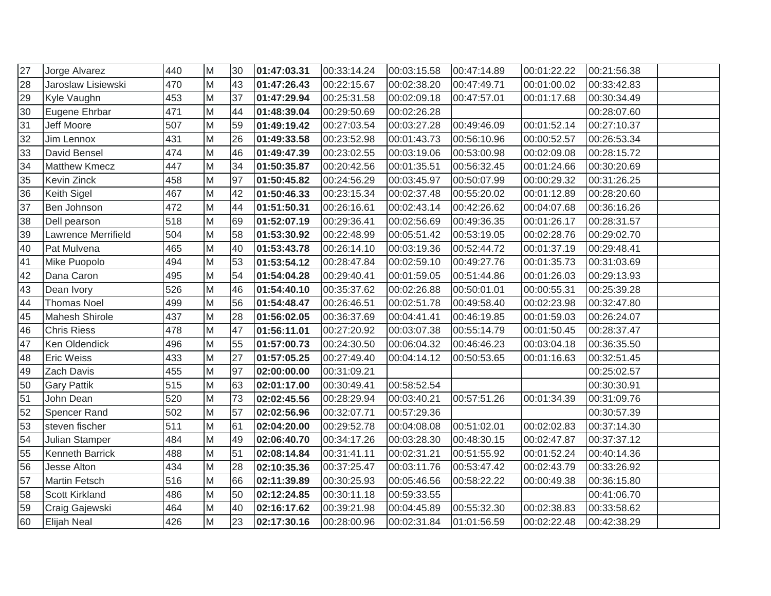| | | | | | | | | | | | |
|---|---|---|---|---|---|---|---|---|---|---|---|
| 27 | Jorge Alvarez | 440 | M | 30 | **01:47:03.31** | 00:33:14.24 | 00:03:15.58 | 00:47:14.89 | 00:01:22.22 | 00:21:56.38 | |
| 28 | Jaroslaw Lisiewski | 470 | M | 43 | **01:47:26.43** | 00:22:15.67 | 00:02:38.20 | 00:47:49.71 | 00:01:00.02 | 00:33:42.83 | |
| 29 | Kyle Vaughn | 453 | M | 37 | **01:47:29.94** | 00:25:31.58 | 00:02:09.18 | 00:47:57.01 | 00:01:17.68 | 00:30:34.49 | |
| 30 | Eugene Ehrbar | 471 | M | 44 | **01:48:39.04** | 00:29:50.69 | 00:02:26.28 | | | 00:28:07.60 | |
| 31 | Jeff Moore | 507 | M | 59 | **01:49:19.42** | 00:27:03.54 | 00:03:27.28 | 00:49:46.09 | 00:01:52.14 | 00:27:10.37 | |
| 32 | Jim Lennox | 431 | M | 26 | **01:49:33.58** | 00:23:52.98 | 00:01:43.73 | 00:56:10.96 | 00:00:52.57 | 00:26:53.34 | |
| 33 | David Bensel | 474 | M | 46 | **01:49:47.39** | 00:23:02.55 | 00:03:19.06 | 00:53:00.98 | 00:02:09.08 | 00:28:15.72 | |
| 34 | Matthew Kmecz | 447 | M | 34 | **01:50:35.87** | 00:20:42.56 | 00:01:35.51 | 00:56:32.45 | 00:01:24.66 | 00:30:20.69 | |
| 35 | Kevin Zinck | 458 | M | 97 | **01:50:45.82** | 00:24:56.29 | 00:03:45.97 | 00:50:07.99 | 00:00:29.32 | 00:31:26.25 | |
| 36 | Keith Sigel | 467 | M | 42 | **01:50:46.33** | 00:23:15.34 | 00:02:37.48 | 00:55:20.02 | 00:01:12.89 | 00:28:20.60 | |
| 37 | Ben Johnson | 472 | M | 44 | **01:51:50.31** | 00:26:16.61 | 00:02:43.14 | 00:42:26.62 | 00:04:07.68 | 00:36:16.26 | |
| 38 | Dell pearson | 518 | M | 69 | **01:52:07.19** | 00:29:36.41 | 00:02:56.69 | 00:49:36.35 | 00:01:26.17 | 00:28:31.57 | |
| 39 | Lawrence Merrifield | 504 | M | 58 | **01:53:30.92** | 00:22:48.99 | 00:05:51.42 | 00:53:19.05 | 00:02:28.76 | 00:29:02.70 | |
| 40 | Pat Mulvena | 465 | M | 40 | **01:53:43.78** | 00:26:14.10 | 00:03:19.36 | 00:52:44.72 | 00:01:37.19 | 00:29:48.41 | |
| 41 | Mike Puopolo | 494 | M | 53 | **01:53:54.12** | 00:28:47.84 | 00:02:59.10 | 00:49:27.76 | 00:01:35.73 | 00:31:03.69 | |
| 42 | Dana Caron | 495 | M | 54 | **01:54:04.28** | 00:29:40.41 | 00:01:59.05 | 00:51:44.86 | 00:01:26.03 | 00:29:13.93 | |
| 43 | Dean Ivory | 526 | M | 46 | **01:54:40.10** | 00:35:37.62 | 00:02:26.88 | 00:50:01.01 | 00:00:55.31 | 00:25:39.28 | |
| 44 | Thomas Noel | 499 | M | 56 | **01:54:48.47** | 00:26:46.51 | 00:02:51.78 | 00:49:58.40 | 00:02:23.98 | 00:32:47.80 | |
| 45 | Mahesh Shirole | 437 | M | 28 | **01:56:02.05** | 00:36:37.69 | 00:04:41.41 | 00:46:19.85 | 00:01:59.03 | 00:26:24.07 | |
| 46 | Chris Riess | 478 | M | 47 | **01:56:11.01** | 00:27:20.92 | 00:03:07.38 | 00:55:14.79 | 00:01:50.45 | 00:28:37.47 | |
| 47 | Ken Oldendick | 496 | M | 55 | **01:57:00.73** | 00:24:30.50 | 00:06:04.32 | 00:46:46.23 | 00:03:04.18 | 00:36:35.50 | |
| 48 | Eric Weiss | 433 | M | 27 | **01:57:05.25** | 00:27:49.40 | 00:04:14.12 | 00:50:53.65 | 00:01:16.63 | 00:32:51.45 | |
| 49 | Zach Davis | 455 | M | 97 | **02:00:00.00** | 00:31:09.21 | | | | 00:25:02.57 | |
| 50 | Gary Pattik | 515 | M | 63 | **02:01:17.00** | 00:30:49.41 | 00:58:52.54 | | | 00:30:30.91 | |
| 51 | John Dean | 520 | M | 73 | **02:02:45.56** | 00:28:29.94 | 00:03:40.21 | 00:57:51.26 | 00:01:34.39 | 00:31:09.76 | |
| 52 | Spencer Rand | 502 | M | 57 | **02:02:56.96** | 00:32:07.71 | 00:57:29.36 | | | 00:30:57.39 | |
| 53 | steven fischer | 511 | M | 61 | **02:04:20.00** | 00:29:52.78 | 00:04:08.08 | 00:51:02.01 | 00:02:02.83 | 00:37:14.30 | |
| 54 | Julian Stamper | 484 | M | 49 | **02:06:40.70** | 00:34:17.26 | 00:03:28.30 | 00:48:30.15 | 00:02:47.87 | 00:37:37.12 | |
| 55 | Kenneth Barrick | 488 | M | 51 | **02:08:14.84** | 00:31:41.11 | 00:02:31.21 | 00:51:55.92 | 00:01:52.24 | 00:40:14.36 | |
| 56 | Jesse Alton | 434 | M | 28 | **02:10:35.36** | 00:37:25.47 | 00:03:11.76 | 00:53:47.42 | 00:02:43.79 | 00:33:26.92 | |
| 57 | Martin Fetsch | 516 | M | 66 | **02:11:39.89** | 00:30:25.93 | 00:05:46.56 | 00:58:22.22 | 00:00:49.38 | 00:36:15.80 | |
| 58 | Scott Kirkland | 486 | M | 50 | **02:12:24.85** | 00:30:11.18 | 00:59:33.55 | | | 00:41:06.70 | |
| 59 | Craig Gajewski | 464 | M | 40 | **02:16:17.62** | 00:39:21.98 | 00:04:45.89 | 00:55:32.30 | 00:02:38.83 | 00:33:58.62 | |
| 60 | Elijah Neal | 426 | M | 23 | **02:17:30.16** | 00:28:00.96 | 00:02:31.84 | 01:01:56.59 | 00:02:22.48 | 00:42:38.29 | |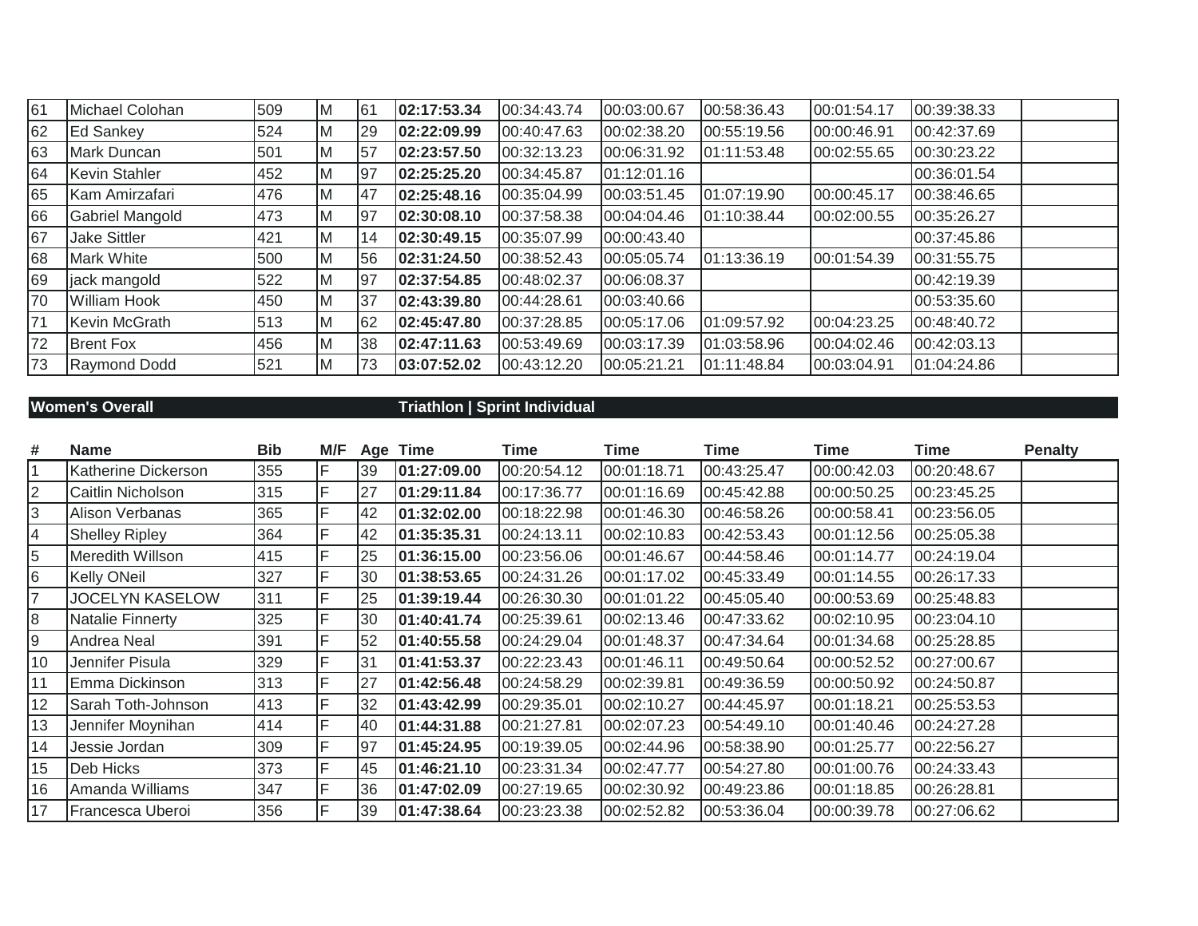| | | | | | | | | | | | |
|---|---|---|---|---|---|---|---|---|---|---|---|
| 61 | Michael Colohan | 509 | M | 61 | **02:17:53.34** | 00:34:43.74 | 00:03:00.67 | 00:58:36.43 | 00:01:54.17 | 00:39:38.33 | |
| 62 | Ed Sankey | 524 | M | 29 | **02:22:09.99** | 00:40:47.63 | 00:02:38.20 | 00:55:19.56 | 00:00:46.91 | 00:42:37.69 | |
| 63 | Mark Duncan | 501 | M | 57 | **02:23:57.50** | 00:32:13.23 | 00:06:31.92 | 01:11:53.48 | 00:02:55.65 | 00:30:23.22 | |
| 64 | Kevin Stahler | 452 | M | 97 | **02:25:25.20** | 00:34:45.87 | 01:12:01.16 | | | 00:36:01.54 | |
| 65 | Kam Amirzafari | 476 | M | 47 | **02:25:48.16** | 00:35:04.99 | 00:03:51.45 | 01:07:19.90 | 00:00:45.17 | 00:38:46.65 | |
| 66 | Gabriel Mangold | 473 | M | 97 | **02:30:08.10** | 00:37:58.38 | 00:04:04.46 | 01:10:38.44 | 00:02:00.55 | 00:35:26.27 | |
| 67 | Jake Sittler | 421 | M | 14 | **02:30:49.15** | 00:35:07.99 | 00:00:43.40 | | | 00:37:45.86 | |
| 68 | Mark White | 500 | M | 56 | **02:31:24.50** | 00:38:52.43 | 00:05:05.74 | 01:13:36.19 | 00:01:54.39 | 00:31:55.75 | |
| 69 | jack mangold | 522 | M | 97 | **02:37:54.85** | 00:48:02.37 | 00:06:08.37 | | | 00:42:19.39 | |
| 70 | William Hook | 450 | M | 37 | **02:43:39.80** | 00:44:28.61 | 00:03:40.66 | | | 00:53:35.60 | |
| 71 | Kevin McGrath | 513 | M | 62 | **02:45:47.80** | 00:37:28.85 | 00:05:17.06 | 01:09:57.92 | 00:04:23.25 | 00:48:40.72 | |
| 72 | Brent Fox | 456 | M | 38 | **02:47:11.63** | 00:53:49.69 | 00:03:17.39 | 01:03:58.96 | 00:04:02.46 | 00:42:03.13 | |
| 73 | Raymond Dodd | 521 | M | 73 | **03:07:52.02** | 00:43:12.20 | 00:05:21.21 | 01:11:48.84 | 00:03:04.91 | 01:04:24.86 | |

**Women's Overall** **Triathlon | Sprint Individual**

| # | Name | Bib | M/F | Age | Time | Time | Time | Time | Time | Time | Penalty |
|---|---|---|---|---|---|---|---|---|---|---|---|
| 1 | Katherine Dickerson | 355 | F | 39 | **01:27:09.00** | 00:20:54.12 | 00:01:18.71 | 00:43:25.47 | 00:00:42.03 | 00:20:48.67 | |
| 2 | Caitlin Nicholson | 315 | F | 27 | **01:29:11.84** | 00:17:36.77 | 00:01:16.69 | 00:45:42.88 | 00:00:50.25 | 00:23:45.25 | |
| 3 | Alison Verbanas | 365 | F | 42 | **01:32:02.00** | 00:18:22.98 | 00:01:46.30 | 00:46:58.26 | 00:00:58.41 | 00:23:56.05 | |
| 4 | Shelley Ripley | 364 | F | 42 | **01:35:35.31** | 00:24:13.11 | 00:02:10.83 | 00:42:53.43 | 00:01:12.56 | 00:25:05.38 | |
| 5 | Meredith Willson | 415 | F | 25 | **01:36:15.00** | 00:23:56.06 | 00:01:46.67 | 00:44:58.46 | 00:01:14.77 | 00:24:19.04 | |
| 6 | Kelly ONeil | 327 | F | 30 | **01:38:53.65** | 00:24:31.26 | 00:01:17.02 | 00:45:33.49 | 00:01:14.55 | 00:26:17.33 | |
| 7 | JOCELYN KASELOW | 311 | F | 25 | **01:39:19.44** | 00:26:30.30 | 00:01:01.22 | 00:45:05.40 | 00:00:53.69 | 00:25:48.83 | |
| 8 | Natalie Finnerty | 325 | F | 30 | **01:40:41.74** | 00:25:39.61 | 00:02:13.46 | 00:47:33.62 | 00:02:10.95 | 00:23:04.10 | |
| 9 | Andrea Neal | 391 | F | 52 | **01:40:55.58** | 00:24:29.04 | 00:01:48.37 | 00:47:34.64 | 00:01:34.68 | 00:25:28.85 | |
| 10 | Jennifer Pisula | 329 | F | 31 | **01:41:53.37** | 00:22:23.43 | 00:01:46.11 | 00:49:50.64 | 00:00:52.52 | 00:27:00.67 | |
| 11 | Emma Dickinson | 313 | F | 27 | **01:42:56.48** | 00:24:58.29 | 00:02:39.81 | 00:49:36.59 | 00:00:50.92 | 00:24:50.87 | |
| 12 | Sarah Toth-Johnson | 413 | F | 32 | **01:43:42.99** | 00:29:35.01 | 00:02:10.27 | 00:44:45.97 | 00:01:18.21 | 00:25:53.53 | |
| 13 | Jennifer Moynihan | 414 | F | 40 | **01:44:31.88** | 00:21:27.81 | 00:02:07.23 | 00:54:49.10 | 00:01:40.46 | 00:24:27.28 | |
| 14 | Jessie Jordan | 309 | F | 97 | **01:45:24.95** | 00:19:39.05 | 00:02:44.96 | 00:58:38.90 | 00:01:25.77 | 00:22:56.27 | |
| 15 | Deb Hicks | 373 | F | 45 | **01:46:21.10** | 00:23:31.34 | 00:02:47.77 | 00:54:27.80 | 00:01:00.76 | 00:24:33.43 | |
| 16 | Amanda Williams | 347 | F | 36 | **01:47:02.09** | 00:27:19.65 | 00:02:30.92 | 00:49:23.86 | 00:01:18.85 | 00:26:28.81 | |
| 17 | Francesca Uberoi | 356 | F | 39 | **01:47:38.64** | 00:23:23.38 | 00:02:52.82 | 00:53:36.04 | 00:00:39.78 | 00:27:06.62 | |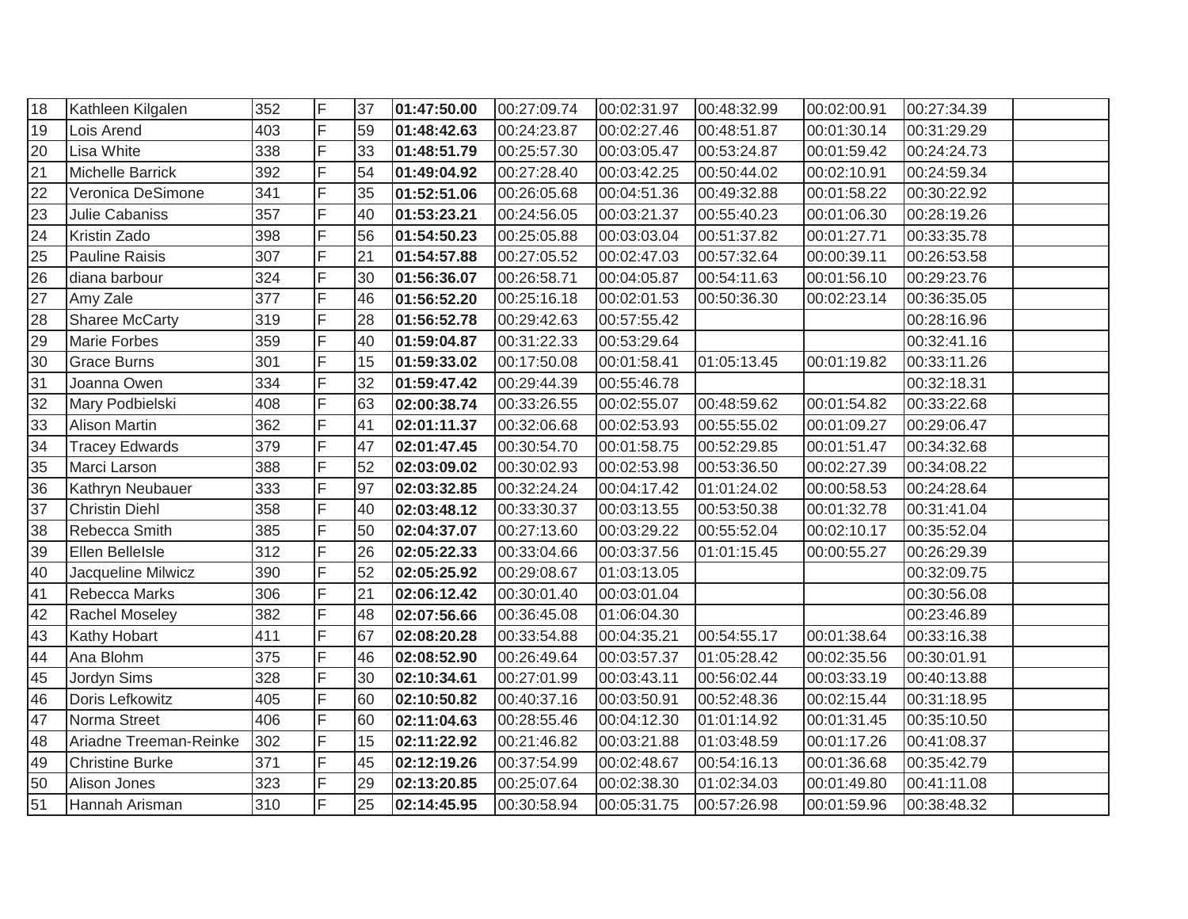| | | | | | | | | | | | |
|---|---|---|---|---|---|---|---|---|---|---|---|
| 18 | Kathleen Kilgalen | 352 | F | 37 | **01:47:50.00** | 00:27:09.74 | 00:02:31.97 | 00:48:32.99 | 00:02:00.91 | 00:27:34.39 | |
| 19 | Lois Arend | 403 | F | 59 | **01:48:42.63** | 00:24:23.87 | 00:02:27.46 | 00:48:51.87 | 00:01:30.14 | 00:31:29.29 | |
| 20 | Lisa White | 338 | F | 33 | **01:48:51.79** | 00:25:57.30 | 00:03:05.47 | 00:53:24.87 | 00:01:59.42 | 00:24:24.73 | |
| 21 | Michelle Barrick | 392 | F | 54 | **01:49:04.92** | 00:27:28.40 | 00:03:42.25 | 00:50:44.02 | 00:02:10.91 | 00:24:59.34 | |
| 22 | Veronica DeSimone | 341 | F | 35 | **01:52:51.06** | 00:26:05.68 | 00:04:51.36 | 00:49:32.88 | 00:01:58.22 | 00:30:22.92 | |
| 23 | Julie Cabaniss | 357 | F | 40 | **01:53:23.21** | 00:24:56.05 | 00:03:21.37 | 00:55:40.23 | 00:01:06.30 | 00:28:19.26 | |
| 24 | Kristin Zado | 398 | F | 56 | **01:54:50.23** | 00:25:05.88 | 00:03:03.04 | 00:51:37.82 | 00:01:27.71 | 00:33:35.78 | |
| 25 | Pauline Raisis | 307 | F | 21 | **01:54:57.88** | 00:27:05.52 | 00:02:47.03 | 00:57:32.64 | 00:00:39.11 | 00:26:53.58 | |
| 26 | diana barbour | 324 | F | 30 | **01:56:36.07** | 00:26:58.71 | 00:04:05.87 | 00:54:11.63 | 00:01:56.10 | 00:29:23.76 | |
| 27 | Amy Zale | 377 | F | 46 | **01:56:52.20** | 00:25:16.18 | 00:02:01.53 | 00:50:36.30 | 00:02:23.14 | 00:36:35.05 | |
| 28 | Sharee McCarty | 319 | F | 28 | **01:56:52.78** | 00:29:42.63 | 00:57:55.42 | | | 00:28:16.96 | |
| 29 | Marie Forbes | 359 | F | 40 | **01:59:04.87** | 00:31:22.33 | 00:53:29.64 | | | 00:32:41.16 | |
| 30 | Grace Burns | 301 | F | 15 | **01:59:33.02** | 00:17:50.08 | 00:01:58.41 | 01:05:13.45 | 00:01:19.82 | 00:33:11.26 | |
| 31 | Joanna Owen | 334 | F | 32 | **01:59:47.42** | 00:29:44.39 | 00:55:46.78 | | | 00:32:18.31 | |
| 32 | Mary Podbielski | 408 | F | 63 | **02:00:38.74** | 00:33:26.55 | 00:02:55.07 | 00:48:59.62 | 00:01:54.82 | 00:33:22.68 | |
| 33 | Alison Martin | 362 | F | 41 | **02:01:11.37** | 00:32:06.68 | 00:02:53.93 | 00:55:55.02 | 00:01:09.27 | 00:29:06.47 | |
| 34 | Tracey Edwards | 379 | F | 47 | **02:01:47.45** | 00:30:54.70 | 00:01:58.75 | 00:52:29.85 | 00:01:51.47 | 00:34:32.68 | |
| 35 | Marci Larson | 388 | F | 52 | **02:03:09.02** | 00:30:02.93 | 00:02:53.98 | 00:53:36.50 | 00:02:27.39 | 00:34:08.22 | |
| 36 | Kathryn Neubauer | 333 | F | 97 | **02:03:32.85** | 00:32:24.24 | 00:04:17.42 | 01:01:24.02 | 00:00:58.53 | 00:24:28.64 | |
| 37 | Christin Diehl | 358 | F | 40 | **02:03:48.12** | 00:33:30.37 | 00:03:13.55 | 00:53:50.38 | 00:01:32.78 | 00:31:41.04 | |
| 38 | Rebecca Smith | 385 | F | 50 | **02:04:37.07** | 00:27:13.60 | 00:03:29.22 | 00:55:52.04 | 00:02:10.17 | 00:35:52.04 | |
| 39 | Ellen BelleIsle | 312 | F | 26 | **02:05:22.33** | 00:33:04.66 | 00:03:37.56 | 01:01:15.45 | 00:00:55.27 | 00:26:29.39 | |
| 40 | Jacqueline Milwicz | 390 | F | 52 | **02:05:25.92** | 00:29:08.67 | 01:03:13.05 | | | 00:32:09.75 | |
| 41 | Rebecca Marks | 306 | F | 21 | **02:06:12.42** | 00:30:01.40 | 00:03:01.04 | | | 00:30:56.08 | |
| 42 | Rachel Moseley | 382 | F | 48 | **02:07:56.66** | 00:36:45.08 | 01:06:04.30 | | | 00:23:46.89 | |
| 43 | Kathy Hobart | 411 | F | 67 | **02:08:20.28** | 00:33:54.88 | 00:04:35.21 | 00:54:55.17 | 00:01:38.64 | 00:33:16.38 | |
| 44 | Ana Blohm | 375 | F | 46 | **02:08:52.90** | 00:26:49.64 | 00:03:57.37 | 01:05:28.42 | 00:02:35.56 | 00:30:01.91 | |
| 45 | Jordyn Sims | 328 | F | 30 | **02:10:34.61** | 00:27:01.99 | 00:03:43.11 | 00:56:02.44 | 00:03:33.19 | 00:40:13.88 | |
| 46 | Doris Lefkowitz | 405 | F | 60 | **02:10:50.82** | 00:40:37.16 | 00:03:50.91 | 00:52:48.36 | 00:02:15.44 | 00:31:18.95 | |
| 47 | Norma Street | 406 | F | 60 | **02:11:04.63** | 00:28:55.46 | 00:04:12.30 | 01:01:14.92 | 00:01:31.45 | 00:35:10.50 | |
| 48 | Ariadne Treeman-Reinke | 302 | F | 15 | **02:11:22.92** | 00:21:46.82 | 00:03:21.88 | 01:03:48.59 | 00:01:17.26 | 00:41:08.37 | |
| 49 | Christine Burke | 371 | F | 45 | **02:12:19.26** | 00:37:54.99 | 00:02:48.67 | 00:54:16.13 | 00:01:36.68 | 00:35:42.79 | |
| 50 | Alison Jones | 323 | F | 29 | **02:13:20.85** | 00:25:07.64 | 00:02:38.30 | 01:02:34.03 | 00:01:49.80 | 00:41:11.08 | |
| 51 | Hannah Arisman | 310 | F | 25 | **02:14:45.95** | 00:30:58.94 | 00:05:31.75 | 00:57:26.98 | 00:01:59.96 | 00:38:48.32 | |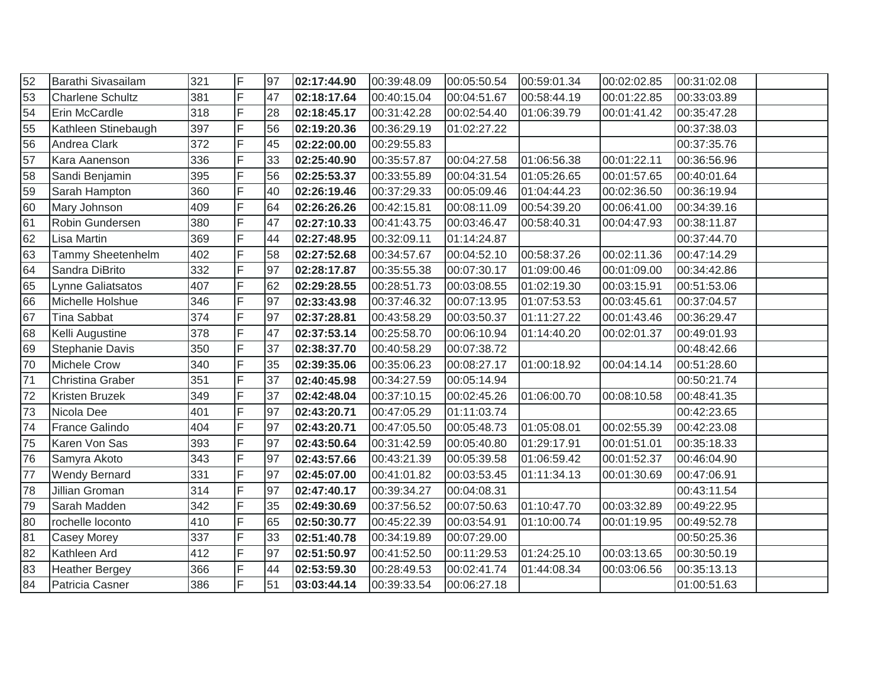| | | | | | | | | | | | |
|---|---|---|---|---|---|---|---|---|---|---|---|
| 52 | Barathi Sivasailam | 321 | F | 97 | **02:17:44.90** | 00:39:48.09 | 00:05:50.54 | 00:59:01.34 | 00:02:02.85 | 00:31:02.08 | |
| 53 | Charlene Schultz | 381 | F | 47 | **02:18:17.64** | 00:40:15.04 | 00:04:51.67 | 00:58:44.19 | 00:01:22.85 | 00:33:03.89 | |
| 54 | Erin McCardle | 318 | F | 28 | **02:18:45.17** | 00:31:42.28 | 00:02:54.40 | 01:06:39.79 | 00:01:41.42 | 00:35:47.28 | |
| 55 | Kathleen Stinebaugh | 397 | F | 56 | **02:19:20.36** | 00:36:29.19 | 01:02:27.22 | | | 00:37:38.03 | |
| 56 | Andrea Clark | 372 | F | 45 | **02:22:00.00** | 00:29:55.83 | | | | 00:37:35.76 | |
| 57 | Kara Aanenson | 336 | F | 33 | **02:25:40.90** | 00:35:57.87 | 00:04:27.58 | 01:06:56.38 | 00:01:22.11 | 00:36:56.96 | |
| 58 | Sandi Benjamin | 395 | F | 56 | **02:25:53.37** | 00:33:55.89 | 00:04:31.54 | 01:05:26.65 | 00:01:57.65 | 00:40:01.64 | |
| 59 | Sarah Hampton | 360 | F | 40 | **02:26:19.46** | 00:37:29.33 | 00:05:09.46 | 01:04:44.23 | 00:02:36.50 | 00:36:19.94 | |
| 60 | Mary Johnson | 409 | F | 64 | **02:26:26.26** | 00:42:15.81 | 00:08:11.09 | 00:54:39.20 | 00:06:41.00 | 00:34:39.16 | |
| 61 | Robin Gundersen | 380 | F | 47 | **02:27:10.33** | 00:41:43.75 | 00:03:46.47 | 00:58:40.31 | 00:04:47.93 | 00:38:11.87 | |
| 62 | Lisa Martin | 369 | F | 44 | **02:27:48.95** | 00:32:09.11 | 01:14:24.87 | | | 00:37:44.70 | |
| 63 | Tammy Sheetenhelm | 402 | F | 58 | **02:27:52.68** | 00:34:57.67 | 00:04:52.10 | 00:58:37.26 | 00:02:11.36 | 00:47:14.29 | |
| 64 | Sandra DiBrito | 332 | F | 97 | **02:28:17.87** | 00:35:55.38 | 00:07:30.17 | 01:09:00.46 | 00:01:09.00 | 00:34:42.86 | |
| 65 | Lynne Galiatsatos | 407 | F | 62 | **02:29:28.55** | 00:28:51.73 | 00:03:08.55 | 01:02:19.30 | 00:03:15.91 | 00:51:53.06 | |
| 66 | Michelle Holshue | 346 | F | 97 | **02:33:43.98** | 00:37:46.32 | 00:07:13.95 | 01:07:53.53 | 00:03:45.61 | 00:37:04.57 | |
| 67 | Tina Sabbat | 374 | F | 97 | **02:37:28.81** | 00:43:58.29 | 00:03:50.37 | 01:11:27.22 | 00:01:43.46 | 00:36:29.47 | |
| 68 | Kelli Augustine | 378 | F | 47 | **02:37:53.14** | 00:25:58.70 | 00:06:10.94 | 01:14:40.20 | 00:02:01.37 | 00:49:01.93 | |
| 69 | Stephanie Davis | 350 | F | 37 | **02:38:37.70** | 00:40:58.29 | 00:07:38.72 | | | 00:48:42.66 | |
| 70 | Michele Crow | 340 | F | 35 | **02:39:35.06** | 00:35:06.23 | 00:08:27.17 | 01:00:18.92 | 00:04:14.14 | 00:51:28.60 | |
| 71 | Christina Graber | 351 | F | 37 | **02:40:45.98** | 00:34:27.59 | 00:05:14.94 | | | 00:50:21.74 | |
| 72 | Kristen Bruzek | 349 | F | 37 | **02:42:48.04** | 00:37:10.15 | 00:02:45.26 | 01:06:00.70 | 00:08:10.58 | 00:48:41.35 | |
| 73 | Nicola Dee | 401 | F | 97 | **02:43:20.71** | 00:47:05.29 | 01:11:03.74 | | | 00:42:23.65 | |
| 74 | France Galindo | 404 | F | 97 | **02:43:20.71** | 00:47:05.50 | 00:05:48.73 | 01:05:08.01 | 00:02:55.39 | 00:42:23.08 | |
| 75 | Karen Von Sas | 393 | F | 97 | **02:43:50.64** | 00:31:42.59 | 00:05:40.80 | 01:29:17.91 | 00:01:51.01 | 00:35:18.33 | |
| 76 | Samyra Akoto | 343 | F | 97 | **02:43:57.66** | 00:43:21.39 | 00:05:39.58 | 01:06:59.42 | 00:01:52.37 | 00:46:04.90 | |
| 77 | Wendy Bernard | 331 | F | 97 | **02:45:07.00** | 00:41:01.82 | 00:03:53.45 | 01:11:34.13 | 00:01:30.69 | 00:47:06.91 | |
| 78 | Jillian Groman | 314 | F | 97 | **02:47:40.17** | 00:39:34.27 | 00:04:08.31 | | | 00:43:11.54 | |
| 79 | Sarah Madden | 342 | F | 35 | **02:49:30.69** | 00:37:56.52 | 00:07:50.63 | 01:10:47.70 | 00:03:32.89 | 00:49:22.95 | |
| 80 | rochelle loconto | 410 | F | 65 | **02:50:30.77** | 00:45:22.39 | 00:03:54.91 | 01:10:00.74 | 00:01:19.95 | 00:49:52.78 | |
| 81 | Casey Morey | 337 | F | 33 | **02:51:40.78** | 00:34:19.89 | 00:07:29.00 | | | 00:50:25.36 | |
| 82 | Kathleen Ard | 412 | F | 97 | **02:51:50.97** | 00:41:52.50 | 00:11:29.53 | 01:24:25.10 | 00:03:13.65 | 00:30:50.19 | |
| 83 | Heather Bergey | 366 | F | 44 | **02:53:59.30** | 00:28:49.53 | 00:02:41.74 | 01:44:08.34 | 00:03:06.56 | 00:35:13.13 | |
| 84 | Patricia Casner | 386 | F | 51 | **03:03:44.14** | 00:39:33.54 | 00:06:27.18 | | | 01:00:51.63 | |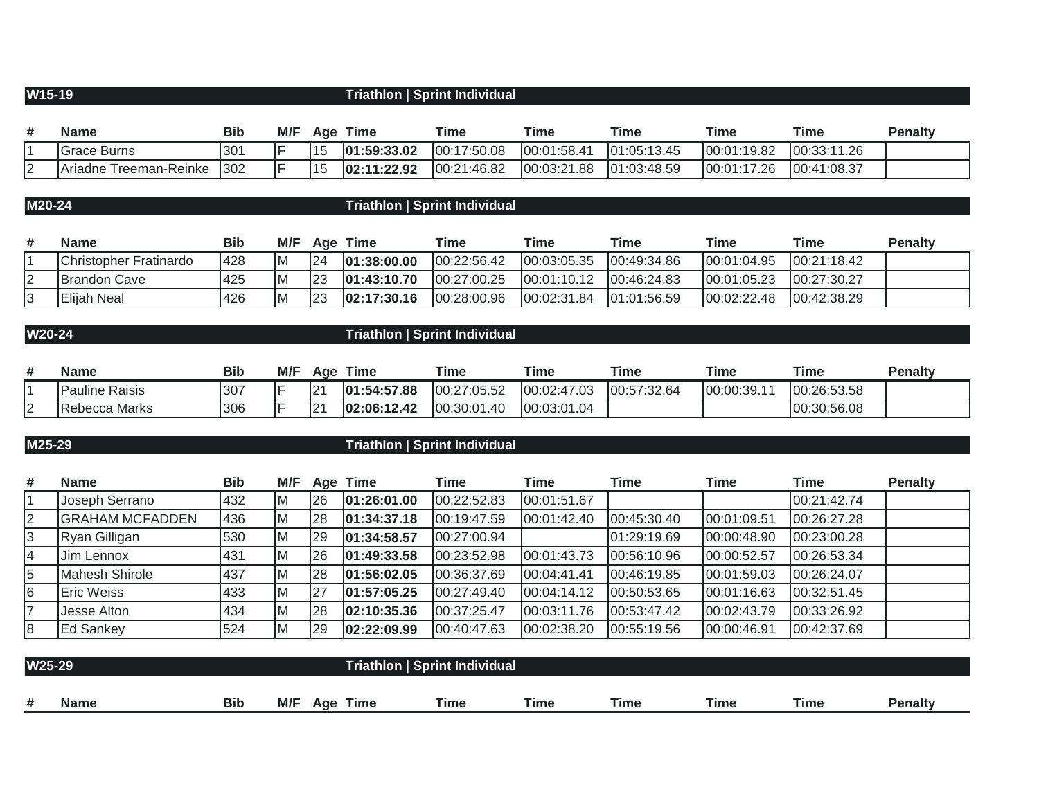## W15-19 — Triathlon | Sprint Individual

| # | Name | Bib | M/F | Age | Time | Time | Time | Time | Time | Time | Penalty |
|---|---|---|---|---|---|---|---|---|---|---|---|
| 1 | Grace Burns | 301 | F | 15 | **01:59:33.02** | 00:17:50.08 | 00:01:58.41 | 01:05:13.45 | 00:01:19.82 | 00:33:11.26 | |
| 2 | Ariadne Treeman-Reinke | 302 | F | 15 | **02:11:22.92** | 00:21:46.82 | 00:03:21.88 | 01:03:48.59 | 00:01:17.26 | 00:41:08.37 | |

## M20-24 — Triathlon | Sprint Individual

| # | Name | Bib | M/F | Age | Time | Time | Time | Time | Time | Time | Penalty |
|---|---|---|---|---|---|---|---|---|---|---|---|
| 1 | Christopher Fratinardo | 428 | M | 24 | **01:38:00.00** | 00:22:56.42 | 00:03:05.35 | 00:49:34.86 | 00:01:04.95 | 00:21:18.42 | |
| 2 | Brandon Cave | 425 | M | 23 | **01:43:10.70** | 00:27:00.25 | 00:01:10.12 | 00:46:24.83 | 00:01:05.23 | 00:27:30.27 | |
| 3 | Elijah Neal | 426 | M | 23 | **02:17:30.16** | 00:28:00.96 | 00:02:31.84 | 01:01:56.59 | 00:02:22.48 | 00:42:38.29 | |

## W20-24 — Triathlon | Sprint Individual

| # | Name | Bib | M/F | Age | Time | Time | Time | Time | Time | Time | Penalty |
|---|---|---|---|---|---|---|---|---|---|---|---|
| 1 | Pauline Raisis | 307 | F | 21 | **01:54:57.88** | 00:27:05.52 | 00:02:47.03 | 00:57:32.64 | 00:00:39.11 | 00:26:53.58 | |
| 2 | Rebecca Marks | 306 | F | 21 | **02:06:12.42** | 00:30:01.40 | 00:03:01.04 | | | 00:30:56.08 | |

## M25-29 — Triathlon | Sprint Individual

| # | Name | Bib | M/F | Age | Time | Time | Time | Time | Time | Time | Penalty |
|---|---|---|---|---|---|---|---|---|---|---|---|
| 1 | Joseph Serrano | 432 | M | 26 | **01:26:01.00** | 00:22:52.83 | 00:01:51.67 | | | 00:21:42.74 | |
| 2 | GRAHAM MCFADDEN | 436 | M | 28 | **01:34:37.18** | 00:19:47.59 | 00:01:42.40 | 00:45:30.40 | 00:01:09.51 | 00:26:27.28 | |
| 3 | Ryan Gilligan | 530 | M | 29 | **01:34:58.57** | 00:27:00.94 | | 01:29:19.69 | 00:00:48.90 | 00:23:00.28 | |
| 4 | Jim Lennox | 431 | M | 26 | **01:49:33.58** | 00:23:52.98 | 00:01:43.73 | 00:56:10.96 | 00:00:52.57 | 00:26:53.34 | |
| 5 | Mahesh Shirole | 437 | M | 28 | **01:56:02.05** | 00:36:37.69 | 00:04:41.41 | 00:46:19.85 | 00:01:59.03 | 00:26:24.07 | |
| 6 | Eric Weiss | 433 | M | 27 | **01:57:05.25** | 00:27:49.40 | 00:04:14.12 | 00:50:53.65 | 00:01:16.63 | 00:32:51.45 | |
| 7 | Jesse Alton | 434 | M | 28 | **02:10:35.36** | 00:37:25.47 | 00:03:11.76 | 00:53:47.42 | 00:02:43.79 | 00:33:26.92 | |
| 8 | Ed Sankey | 524 | M | 29 | **02:22:09.99** | 00:40:47.63 | 00:02:38.20 | 00:55:19.56 | 00:00:46.91 | 00:42:37.69 | |

## W25-29 — Triathlon | Sprint Individual

| # | Name | Bib | M/F | Age | Time | Time | Time | Time | Time | Time | Penalty |
|---|---|---|---|---|---|---|---|---|---|---|---|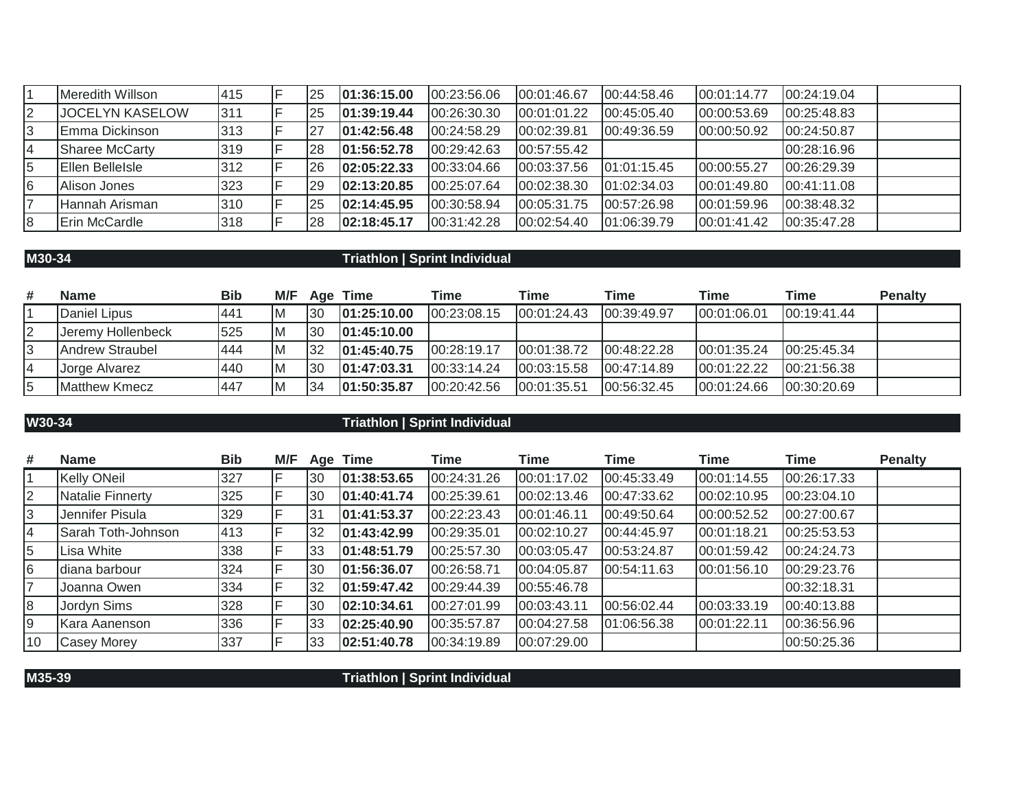| | | | | | | | | | | | |
|---|---|---|---|---|---|---|---|---|---|---|---|
| 1 | Meredith Willson | 415 | F | 25 | **01:36:15.00** | 00:23:56.06 | 00:01:46.67 | 00:44:58.46 | 00:01:14.77 | 00:24:19.04 | |
| 2 | JOCELYN KASELOW | 311 | F | 25 | **01:39:19.44** | 00:26:30.30 | 00:01:01.22 | 00:45:05.40 | 00:00:53.69 | 00:25:48.83 | |
| 3 | Emma Dickinson | 313 | F | 27 | **01:42:56.48** | 00:24:58.29 | 00:02:39.81 | 00:49:36.59 | 00:00:50.92 | 00:24:50.87 | |
| 4 | Sharee McCarty | 319 | F | 28 | **01:56:52.78** | 00:29:42.63 | 00:57:55.42 | | | 00:28:16.96 | |
| 5 | Ellen BelleIsle | 312 | F | 26 | **02:05:22.33** | 00:33:04.66 | 00:03:37.56 | 01:01:15.45 | 00:00:55.27 | 00:26:29.39 | |
| 6 | Alison Jones | 323 | F | 29 | **02:13:20.85** | 00:25:07.64 | 00:02:38.30 | 01:02:34.03 | 00:01:49.80 | 00:41:11.08 | |
| 7 | Hannah Arisman | 310 | F | 25 | **02:14:45.95** | 00:30:58.94 | 00:05:31.75 | 00:57:26.98 | 00:01:59.96 | 00:38:48.32 | |
| 8 | Erin McCardle | 318 | F | 28 | **02:18:45.17** | 00:31:42.28 | 00:02:54.40 | 01:06:39.79 | 00:01:41.42 | 00:35:47.28 | |

## M30-34 — Triathlon | Sprint Individual

| # | Name | Bib | M/F | Age | Time | Time | Time | Time | Time | Time | Penalty |
|---|---|---|---|---|---|---|---|---|---|---|---|
| 1 | Daniel Lipus | 441 | M | 30 | **01:25:10.00** | 00:23:08.15 | 00:01:24.43 | 00:39:49.97 | 00:01:06.01 | 00:19:41.44 | |
| 2 | Jeremy Hollenbeck | 525 | M | 30 | **01:45:10.00** | | | | | | |
| 3 | Andrew Straubel | 444 | M | 32 | **01:45:40.75** | 00:28:19.17 | 00:01:38.72 | 00:48:22.28 | 00:01:35.24 | 00:25:45.34 | |
| 4 | Jorge Alvarez | 440 | M | 30 | **01:47:03.31** | 00:33:14.24 | 00:03:15.58 | 00:47:14.89 | 00:01:22.22 | 00:21:56.38 | |
| 5 | Matthew Kmecz | 447 | M | 34 | **01:50:35.87** | 00:20:42.56 | 00:01:35.51 | 00:56:32.45 | 00:01:24.66 | 00:30:20.69 | |

## W30-34 — Triathlon | Sprint Individual

| # | Name | Bib | M/F | Age | Time | Time | Time | Time | Time | Time | Penalty |
|---|---|---|---|---|---|---|---|---|---|---|---|
| 1 | Kelly ONeil | 327 | F | 30 | **01:38:53.65** | 00:24:31.26 | 00:01:17.02 | 00:45:33.49 | 00:01:14.55 | 00:26:17.33 | |
| 2 | Natalie Finnerty | 325 | F | 30 | **01:40:41.74** | 00:25:39.61 | 00:02:13.46 | 00:47:33.62 | 00:02:10.95 | 00:23:04.10 | |
| 3 | Jennifer Pisula | 329 | F | 31 | **01:41:53.37** | 00:22:23.43 | 00:01:46.11 | 00:49:50.64 | 00:00:52.52 | 00:27:00.67 | |
| 4 | Sarah Toth-Johnson | 413 | F | 32 | **01:43:42.99** | 00:29:35.01 | 00:02:10.27 | 00:44:45.97 | 00:01:18.21 | 00:25:53.53 | |
| 5 | Lisa White | 338 | F | 33 | **01:48:51.79** | 00:25:57.30 | 00:03:05.47 | 00:53:24.87 | 00:01:59.42 | 00:24:24.73 | |
| 6 | diana barbour | 324 | F | 30 | **01:56:36.07** | 00:26:58.71 | 00:04:05.87 | 00:54:11.63 | 00:01:56.10 | 00:29:23.76 | |
| 7 | Joanna Owen | 334 | F | 32 | **01:59:47.42** | 00:29:44.39 | 00:55:46.78 | | | 00:32:18.31 | |
| 8 | Jordyn Sims | 328 | F | 30 | **02:10:34.61** | 00:27:01.99 | 00:03:43.11 | 00:56:02.44 | 00:03:33.19 | 00:40:13.88 | |
| 9 | Kara Aanenson | 336 | F | 33 | **02:25:40.90** | 00:35:57.87 | 00:04:27.58 | 01:06:56.38 | 00:01:22.11 | 00:36:56.96 | |
| 10 | Casey Morey | 337 | F | 33 | **02:51:40.78** | 00:34:19.89 | 00:07:29.00 | | | 00:50:25.36 | |

## M35-39 — Triathlon | Sprint Individual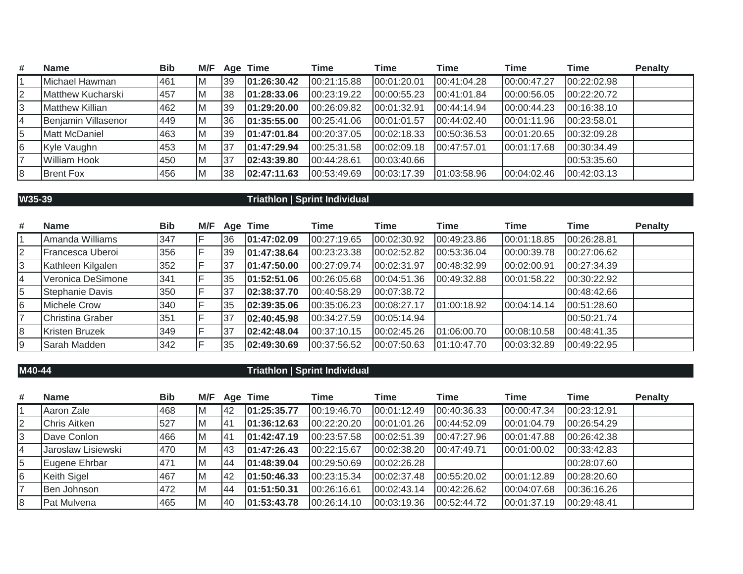| # | Name | Bib | M/F | Age | Time | Time | Time | Time | Time | Time | Penalty |
|---|---|---|---|---|---|---|---|---|---|---|---|
| 1 | Michael Hawman | 461 | M | 39 | **01:26:30.42** | 00:21:15.88 | 00:01:20.01 | 00:41:04.28 | 00:00:47.27 | 00:22:02.98 | |
| 2 | Matthew Kucharski | 457 | M | 38 | **01:28:33.06** | 00:23:19.22 | 00:00:55.23 | 00:41:01.84 | 00:00:56.05 | 00:22:20.72 | |
| 3 | Matthew Killian | 462 | M | 39 | **01:29:20.00** | 00:26:09.82 | 00:01:32.91 | 00:44:14.94 | 00:00:44.23 | 00:16:38.10 | |
| 4 | Benjamin Villasenor | 449 | M | 36 | **01:35:55.00** | 00:25:41.06 | 00:01:01.57 | 00:44:02.40 | 00:01:11.96 | 00:23:58.01 | |
| 5 | Matt McDaniel | 463 | M | 39 | **01:47:01.84** | 00:20:37.05 | 00:02:18.33 | 00:50:36.53 | 00:01:20.65 | 00:32:09.28 | |
| 6 | Kyle Vaughn | 453 | M | 37 | **01:47:29.94** | 00:25:31.58 | 00:02:09.18 | 00:47:57.01 | 00:01:17.68 | 00:30:34.49 | |
| 7 | William Hook | 450 | M | 37 | **02:43:39.80** | 00:44:28.61 | 00:03:40.66 | | | 00:53:35.60 | |
| 8 | Brent Fox | 456 | M | 38 | **02:47:11.63** | 00:53:49.69 | 00:03:17.39 | 01:03:58.96 | 00:04:02.46 | 00:42:03.13 | |

## W35-39 — Triathlon | Sprint Individual

| # | Name | Bib | M/F | Age | Time | Time | Time | Time | Time | Time | Penalty |
|---|---|---|---|---|---|---|---|---|---|---|---|
| 1 | Amanda Williams | 347 | F | 36 | **01:47:02.09** | 00:27:19.65 | 00:02:30.92 | 00:49:23.86 | 00:01:18.85 | 00:26:28.81 | |
| 2 | Francesca Uberoi | 356 | F | 39 | **01:47:38.64** | 00:23:23.38 | 00:02:52.82 | 00:53:36.04 | 00:00:39.78 | 00:27:06.62 | |
| 3 | Kathleen Kilgalen | 352 | F | 37 | **01:47:50.00** | 00:27:09.74 | 00:02:31.97 | 00:48:32.99 | 00:02:00.91 | 00:27:34.39 | |
| 4 | Veronica DeSimone | 341 | F | 35 | **01:52:51.06** | 00:26:05.68 | 00:04:51.36 | 00:49:32.88 | 00:01:58.22 | 00:30:22.92 | |
| 5 | Stephanie Davis | 350 | F | 37 | **02:38:37.70** | 00:40:58.29 | 00:07:38.72 | | | 00:48:42.66 | |
| 6 | Michele Crow | 340 | F | 35 | **02:39:35.06** | 00:35:06.23 | 00:08:27.17 | 01:00:18.92 | 00:04:14.14 | 00:51:28.60 | |
| 7 | Christina Graber | 351 | F | 37 | **02:40:45.98** | 00:34:27.59 | 00:05:14.94 | | | 00:50:21.74 | |
| 8 | Kristen Bruzek | 349 | F | 37 | **02:42:48.04** | 00:37:10.15 | 00:02:45.26 | 01:06:00.70 | 00:08:10.58 | 00:48:41.35 | |
| 9 | Sarah Madden | 342 | F | 35 | **02:49:30.69** | 00:37:56.52 | 00:07:50.63 | 01:10:47.70 | 00:03:32.89 | 00:49:22.95 | |

## M40-44 — Triathlon | Sprint Individual

| # | Name | Bib | M/F | Age | Time | Time | Time | Time | Time | Time | Penalty |
|---|---|---|---|---|---|---|---|---|---|---|---|
| 1 | Aaron Zale | 468 | M | 42 | **01:25:35.77** | 00:19:46.70 | 00:01:12.49 | 00:40:36.33 | 00:00:47.34 | 00:23:12.91 | |
| 2 | Chris Aitken | 527 | M | 41 | **01:36:12.63** | 00:22:20.20 | 00:01:01.26 | 00:44:52.09 | 00:01:04.79 | 00:26:54.29 | |
| 3 | Dave Conlon | 466 | M | 41 | **01:42:47.19** | 00:23:57.58 | 00:02:51.39 | 00:47:27.96 | 00:01:47.88 | 00:26:42.38 | |
| 4 | Jaroslaw Lisiewski | 470 | M | 43 | **01:47:26.43** | 00:22:15.67 | 00:02:38.20 | 00:47:49.71 | 00:01:00.02 | 00:33:42.83 | |
| 5 | Eugene Ehrbar | 471 | M | 44 | **01:48:39.04** | 00:29:50.69 | 00:02:26.28 | | | 00:28:07.60 | |
| 6 | Keith Sigel | 467 | M | 42 | **01:50:46.33** | 00:23:15.34 | 00:02:37.48 | 00:55:20.02 | 00:01:12.89 | 00:28:20.60 | |
| 7 | Ben Johnson | 472 | M | 44 | **01:51:50.31** | 00:26:16.61 | 00:02:43.14 | 00:42:26.62 | 00:04:07.68 | 00:36:16.26 | |
| 8 | Pat Mulvena | 465 | M | 40 | **01:53:43.78** | 00:26:14.10 | 00:03:19.36 | 00:52:44.72 | 00:01:37.19 | 00:29:48.41 | |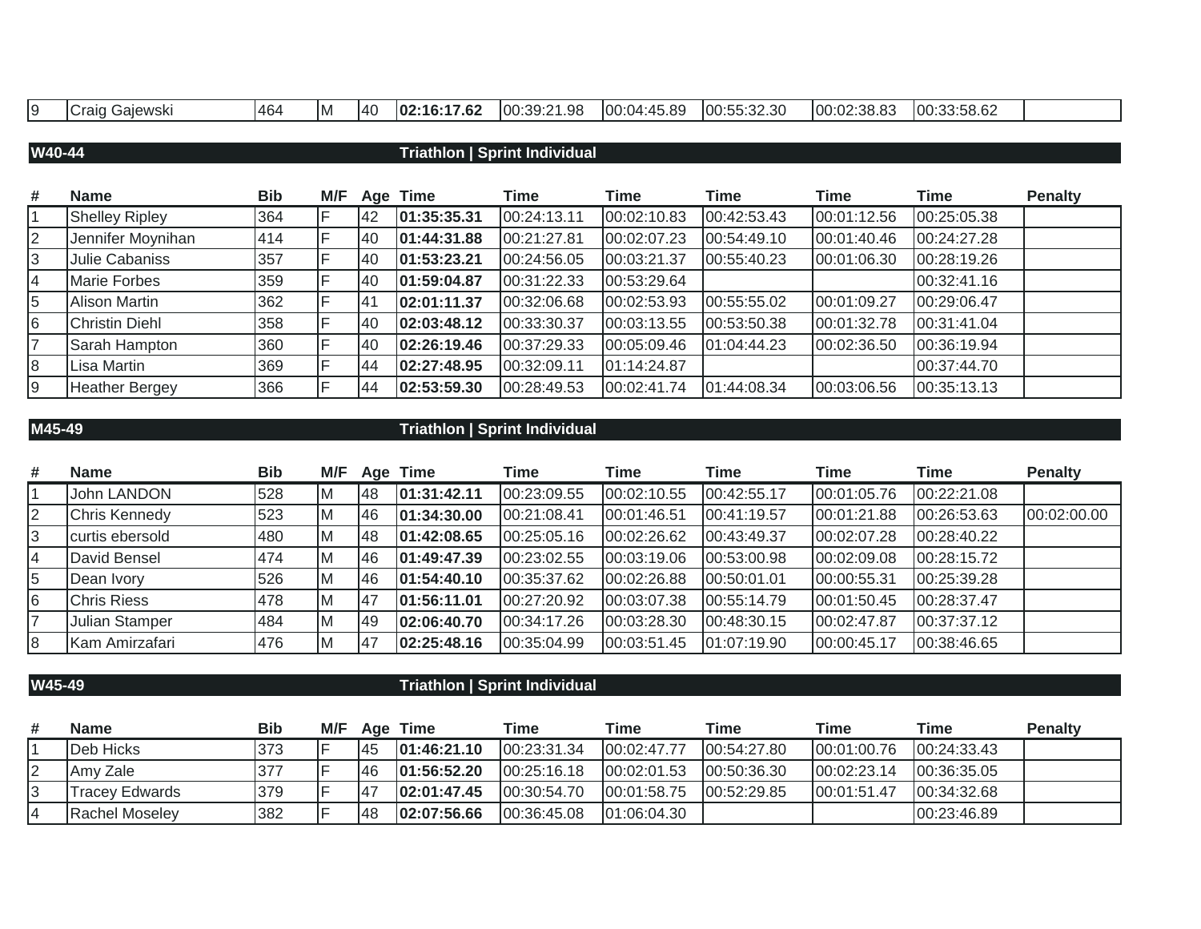| # | Name | Bib | M/F | Age | Time | Time | Time | Time | Time | Time | Penalty |
|---|---|---|---|---|---|---|---|---|---|---|---|
| 9 | Craig Gajewski | 464 | M | 40 | **02:16:17.62** | 00:39:21.98 | 00:04:45.89 | 00:55:32.30 | 00:02:38.83 | 00:33:58.62 | |

## W40-44 — Triathlon | Sprint Individual

| # | Name | Bib | M/F | Age | Time | Time | Time | Time | Time | Time | Penalty |
|---|---|---|---|---|---|---|---|---|---|---|---|
| 1 | Shelley Ripley | 364 | F | 42 | **01:35:35.31** | 00:24:13.11 | 00:02:10.83 | 00:42:53.43 | 00:01:12.56 | 00:25:05.38 | |
| 2 | Jennifer Moynihan | 414 | F | 40 | **01:44:31.88** | 00:21:27.81 | 00:02:07.23 | 00:54:49.10 | 00:01:40.46 | 00:24:27.28 | |
| 3 | Julie Cabaniss | 357 | F | 40 | **01:53:23.21** | 00:24:56.05 | 00:03:21.37 | 00:55:40.23 | 00:01:06.30 | 00:28:19.26 | |
| 4 | Marie Forbes | 359 | F | 40 | **01:59:04.87** | 00:31:22.33 | 00:53:29.64 | | | 00:32:41.16 | |
| 5 | Alison Martin | 362 | F | 41 | **02:01:11.37** | 00:32:06.68 | 00:02:53.93 | 00:55:55.02 | 00:01:09.27 | 00:29:06.47 | |
| 6 | Christin Diehl | 358 | F | 40 | **02:03:48.12** | 00:33:30.37 | 00:03:13.55 | 00:53:50.38 | 00:01:32.78 | 00:31:41.04 | |
| 7 | Sarah Hampton | 360 | F | 40 | **02:26:19.46** | 00:37:29.33 | 00:05:09.46 | 01:04:44.23 | 00:02:36.50 | 00:36:19.94 | |
| 8 | Lisa Martin | 369 | F | 44 | **02:27:48.95** | 00:32:09.11 | 01:14:24.87 | | | 00:37:44.70 | |
| 9 | Heather Bergey | 366 | F | 44 | **02:53:59.30** | 00:28:49.53 | 00:02:41.74 | 01:44:08.34 | 00:03:06.56 | 00:35:13.13 | |

## M45-49 — Triathlon | Sprint Individual

| # | Name | Bib | M/F | Age | Time | Time | Time | Time | Time | Time | Penalty |
|---|---|---|---|---|---|---|---|---|---|---|---|
| 1 | John LANDON | 528 | M | 48 | **01:31:42.11** | 00:23:09.55 | 00:02:10.55 | 00:42:55.17 | 00:01:05.76 | 00:22:21.08 | |
| 2 | Chris Kennedy | 523 | M | 46 | **01:34:30.00** | 00:21:08.41 | 00:01:46.51 | 00:41:19.57 | 00:01:21.88 | 00:26:53.63 | 00:02:00.00 |
| 3 | curtis ebersold | 480 | M | 48 | **01:42:08.65** | 00:25:05.16 | 00:02:26.62 | 00:43:49.37 | 00:02:07.28 | 00:28:40.22 | |
| 4 | David Bensel | 474 | M | 46 | **01:49:47.39** | 00:23:02.55 | 00:03:19.06 | 00:53:00.98 | 00:02:09.08 | 00:28:15.72 | |
| 5 | Dean Ivory | 526 | M | 46 | **01:54:40.10** | 00:35:37.62 | 00:02:26.88 | 00:50:01.01 | 00:00:55.31 | 00:25:39.28 | |
| 6 | Chris Riess | 478 | M | 47 | **01:56:11.01** | 00:27:20.92 | 00:03:07.38 | 00:55:14.79 | 00:01:50.45 | 00:28:37.47 | |
| 7 | Julian Stamper | 484 | M | 49 | **02:06:40.70** | 00:34:17.26 | 00:03:28.30 | 00:48:30.15 | 00:02:47.87 | 00:37:37.12 | |
| 8 | Kam Amirzafari | 476 | M | 47 | **02:25:48.16** | 00:35:04.99 | 00:03:51.45 | 01:07:19.90 | 00:00:45.17 | 00:38:46.65 | |

## W45-49 — Triathlon | Sprint Individual

| # | Name | Bib | M/F | Age | Time | Time | Time | Time | Time | Time | Penalty |
|---|---|---|---|---|---|---|---|---|---|---|---|
| 1 | Deb Hicks | 373 | F | 45 | **01:46:21.10** | 00:23:31.34 | 00:02:47.77 | 00:54:27.80 | 00:01:00.76 | 00:24:33.43 | |
| 2 | Amy Zale | 377 | F | 46 | **01:56:52.20** | 00:25:16.18 | 00:02:01.53 | 00:50:36.30 | 00:02:23.14 | 00:36:35.05 | |
| 3 | Tracey Edwards | 379 | F | 47 | **02:01:47.45** | 00:30:54.70 | 00:01:58.75 | 00:52:29.85 | 00:01:51.47 | 00:34:32.68 | |
| 4 | Rachel Moseley | 382 | F | 48 | **02:07:56.66** | 00:36:45.08 | 01:06:04.30 | | | 00:23:46.89 | |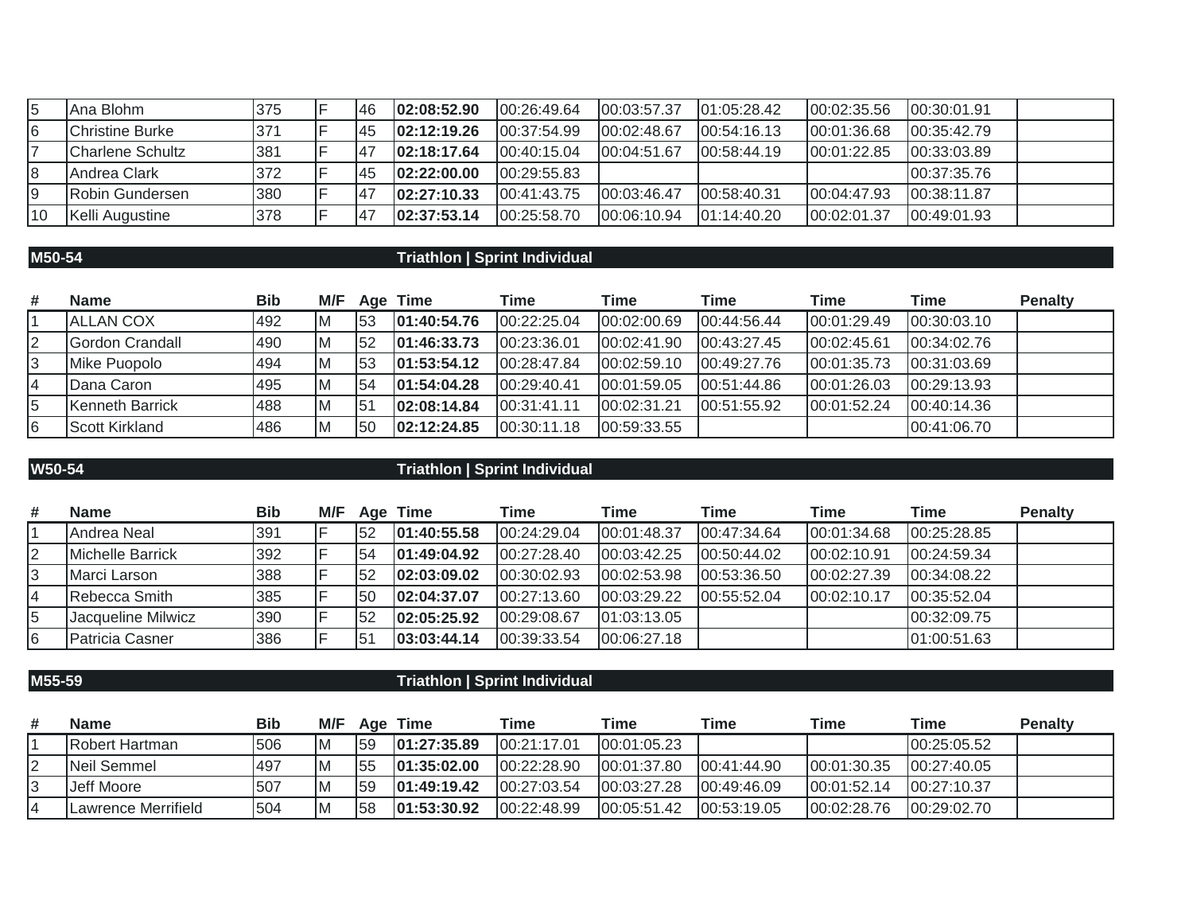| # | Name | Bib | M/F | Age | Time | Time | Time | Time | Time | Time | Penalty |
|---|---|---|---|---|---|---|---|---|---|---|---|
| 5 | Ana Blohm | 375 | F | 46 | **02:08:52.90** | 00:26:49.64 | 00:03:57.37 | 01:05:28.42 | 00:02:35.56 | 00:30:01.91 | |
| 6 | Christine Burke | 371 | F | 45 | **02:12:19.26** | 00:37:54.99 | 00:02:48.67 | 00:54:16.13 | 00:01:36.68 | 00:35:42.79 | |
| 7 | Charlene Schultz | 381 | F | 47 | **02:18:17.64** | 00:40:15.04 | 00:04:51.67 | 00:58:44.19 | 00:01:22.85 | 00:33:03.89 | |
| 8 | Andrea Clark | 372 | F | 45 | **02:22:00.00** | 00:29:55.83 | | | | 00:37:35.76 | |
| 9 | Robin Gundersen | 380 | F | 47 | **02:27:10.33** | 00:41:43.75 | 00:03:46.47 | 00:58:40.31 | 00:04:47.93 | 00:38:11.87 | |
| 10 | Kelli Augustine | 378 | F | 47 | **02:37:53.14** | 00:25:58.70 | 00:06:10.94 | 01:14:40.20 | 00:02:01.37 | 00:49:01.93 | |

## M50-54 — Triathlon | Sprint Individual

| # | Name | Bib | M/F | Age | Time | Time | Time | Time | Time | Time | Penalty |
|---|---|---|---|---|---|---|---|---|---|---|---|
| 1 | ALLAN COX | 492 | M | 53 | **01:40:54.76** | 00:22:25.04 | 00:02:00.69 | 00:44:56.44 | 00:01:29.49 | 00:30:03.10 | |
| 2 | Gordon Crandall | 490 | M | 52 | **01:46:33.73** | 00:23:36.01 | 00:02:41.90 | 00:43:27.45 | 00:02:45.61 | 00:34:02.76 | |
| 3 | Mike Puopolo | 494 | M | 53 | **01:53:54.12** | 00:28:47.84 | 00:02:59.10 | 00:49:27.76 | 00:01:35.73 | 00:31:03.69 | |
| 4 | Dana Caron | 495 | M | 54 | **01:54:04.28** | 00:29:40.41 | 00:01:59.05 | 00:51:44.86 | 00:01:26.03 | 00:29:13.93 | |
| 5 | Kenneth Barrick | 488 | M | 51 | **02:08:14.84** | 00:31:41.11 | 00:02:31.21 | 00:51:55.92 | 00:01:52.24 | 00:40:14.36 | |
| 6 | Scott Kirkland | 486 | M | 50 | **02:12:24.85** | 00:30:11.18 | 00:59:33.55 | | | 00:41:06.70 | |

## W50-54 — Triathlon | Sprint Individual

| # | Name | Bib | M/F | Age | Time | Time | Time | Time | Time | Time | Penalty |
|---|---|---|---|---|---|---|---|---|---|---|---|
| 1 | Andrea Neal | 391 | F | 52 | **01:40:55.58** | 00:24:29.04 | 00:01:48.37 | 00:47:34.64 | 00:01:34.68 | 00:25:28.85 | |
| 2 | Michelle Barrick | 392 | F | 54 | **01:49:04.92** | 00:27:28.40 | 00:03:42.25 | 00:50:44.02 | 00:02:10.91 | 00:24:59.34 | |
| 3 | Marci Larson | 388 | F | 52 | **02:03:09.02** | 00:30:02.93 | 00:02:53.98 | 00:53:36.50 | 00:02:27.39 | 00:34:08.22 | |
| 4 | Rebecca Smith | 385 | F | 50 | **02:04:37.07** | 00:27:13.60 | 00:03:29.22 | 00:55:52.04 | 00:02:10.17 | 00:35:52.04 | |
| 5 | Jacqueline Milwicz | 390 | F | 52 | **02:05:25.92** | 00:29:08.67 | 01:03:13.05 | | | 00:32:09.75 | |
| 6 | Patricia Casner | 386 | F | 51 | **03:03:44.14** | 00:39:33.54 | 00:06:27.18 | | | 01:00:51.63 | |

## M55-59 — Triathlon | Sprint Individual

| # | Name | Bib | M/F | Age | Time | Time | Time | Time | Time | Time | Penalty |
|---|---|---|---|---|---|---|---|---|---|---|---|
| 1 | Robert Hartman | 506 | M | 59 | **01:27:35.89** | 00:21:17.01 | 00:01:05.23 | | | 00:25:05.52 | |
| 2 | Neil Semmel | 497 | M | 55 | **01:35:02.00** | 00:22:28.90 | 00:01:37.80 | 00:41:44.90 | 00:01:30.35 | 00:27:40.05 | |
| 3 | Jeff Moore | 507 | M | 59 | **01:49:19.42** | 00:27:03.54 | 00:03:27.28 | 00:49:46.09 | 00:01:52.14 | 00:27:10.37 | |
| 4 | Lawrence Merrifield | 504 | M | 58 | **01:53:30.92** | 00:22:48.99 | 00:05:51.42 | 00:53:19.05 | 00:02:28.76 | 00:29:02.70 | |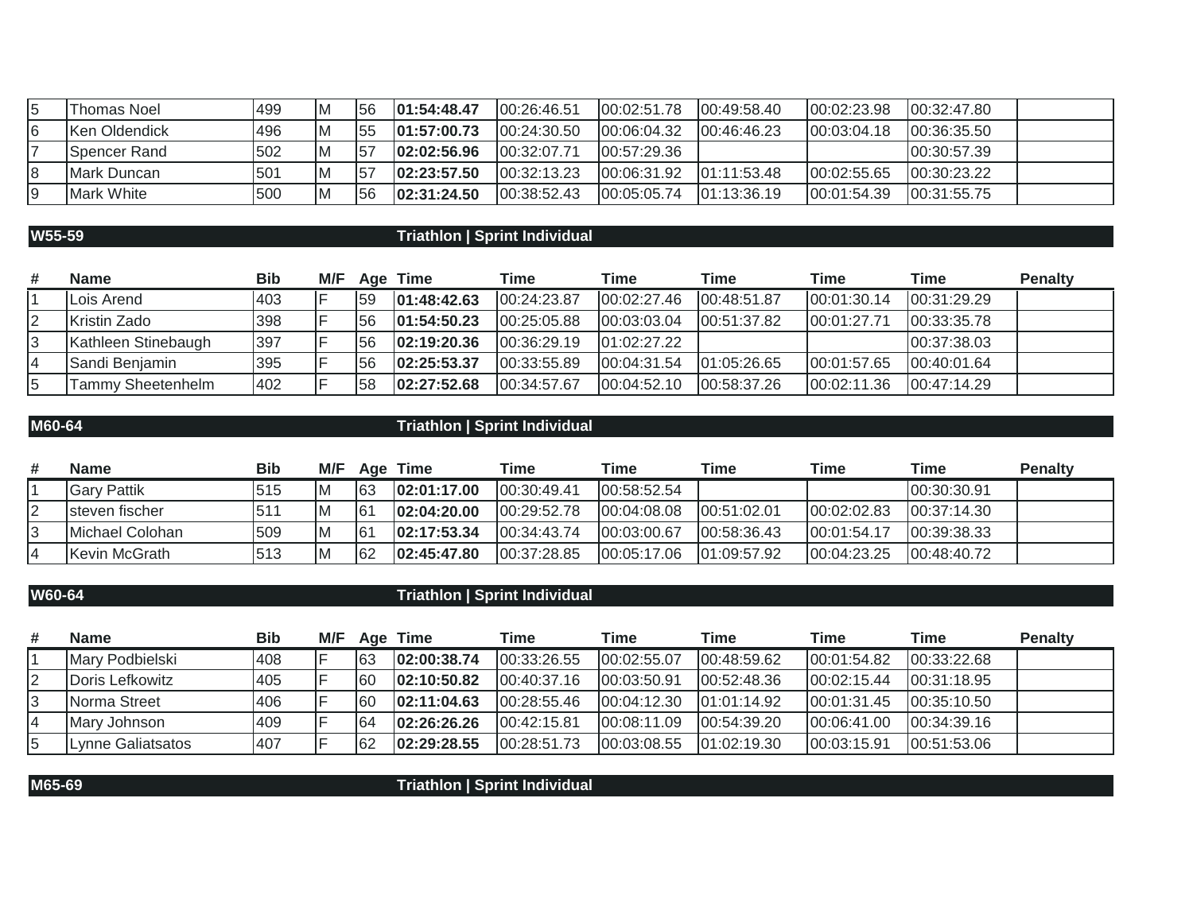| # | Name | Bib | M/F | Age | Time | Time | Time | Time | Time | Time | Penalty |
|---|---|---|---|---|---|---|---|---|---|---|---|
| 5 | Thomas Noel | 499 | M | 56 | **01:54:48.47** | 00:26:46.51 | 00:02:51.78 | 00:49:58.40 | 00:02:23.98 | 00:32:47.80 | |
| 6 | Ken Oldendick | 496 | M | 55 | **01:57:00.73** | 00:24:30.50 | 00:06:04.32 | 00:46:46.23 | 00:03:04.18 | 00:36:35.50 | |
| 7 | Spencer Rand | 502 | M | 57 | **02:02:56.96** | 00:32:07.71 | 00:57:29.36 | | | 00:30:57.39 | |
| 8 | Mark Duncan | 501 | M | 57 | **02:23:57.50** | 00:32:13.23 | 00:06:31.92 | 01:11:53.48 | 00:02:55.65 | 00:30:23.22 | |
| 9 | Mark White | 500 | M | 56 | **02:31:24.50** | 00:38:52.43 | 00:05:05.74 | 01:13:36.19 | 00:01:54.39 | 00:31:55.75 | |

## W55-59 — Triathlon | Sprint Individual

| # | Name | Bib | M/F | Age | Time | Time | Time | Time | Time | Time | Penalty |
|---|---|---|---|---|---|---|---|---|---|---|---|
| 1 | Lois Arend | 403 | F | 59 | **01:48:42.63** | 00:24:23.87 | 00:02:27.46 | 00:48:51.87 | 00:01:30.14 | 00:31:29.29 | |
| 2 | Kristin Zado | 398 | F | 56 | **01:54:50.23** | 00:25:05.88 | 00:03:03.04 | 00:51:37.82 | 00:01:27.71 | 00:33:35.78 | |
| 3 | Kathleen Stinebaugh | 397 | F | 56 | **02:19:20.36** | 00:36:29.19 | 01:02:27.22 | | | 00:37:38.03 | |
| 4 | Sandi Benjamin | 395 | F | 56 | **02:25:53.37** | 00:33:55.89 | 00:04:31.54 | 01:05:26.65 | 00:01:57.65 | 00:40:01.64 | |
| 5 | Tammy Sheetenhelm | 402 | F | 58 | **02:27:52.68** | 00:34:57.67 | 00:04:52.10 | 00:58:37.26 | 00:02:11.36 | 00:47:14.29 | |

## M60-64 — Triathlon | Sprint Individual

| # | Name | Bib | M/F | Age | Time | Time | Time | Time | Time | Time | Penalty |
|---|---|---|---|---|---|---|---|---|---|---|---|
| 1 | Gary Pattik | 515 | M | 63 | **02:01:17.00** | 00:30:49.41 | 00:58:52.54 | | | 00:30:30.91 | |
| 2 | steven fischer | 511 | M | 61 | **02:04:20.00** | 00:29:52.78 | 00:04:08.08 | 00:51:02.01 | 00:02:02.83 | 00:37:14.30 | |
| 3 | Michael Colohan | 509 | M | 61 | **02:17:53.34** | 00:34:43.74 | 00:03:00.67 | 00:58:36.43 | 00:01:54.17 | 00:39:38.33 | |
| 4 | Kevin McGrath | 513 | M | 62 | **02:45:47.80** | 00:37:28.85 | 00:05:17.06 | 01:09:57.92 | 00:04:23.25 | 00:48:40.72 | |

## W60-64 — Triathlon | Sprint Individual

| # | Name | Bib | M/F | Age | Time | Time | Time | Time | Time | Time | Penalty |
|---|---|---|---|---|---|---|---|---|---|---|---|
| 1 | Mary Podbielski | 408 | F | 63 | **02:00:38.74** | 00:33:26.55 | 00:02:55.07 | 00:48:59.62 | 00:01:54.82 | 00:33:22.68 | |
| 2 | Doris Lefkowitz | 405 | F | 60 | **02:10:50.82** | 00:40:37.16 | 00:03:50.91 | 00:52:48.36 | 00:02:15.44 | 00:31:18.95 | |
| 3 | Norma Street | 406 | F | 60 | **02:11:04.63** | 00:28:55.46 | 00:04:12.30 | 01:01:14.92 | 00:01:31.45 | 00:35:10.50 | |
| 4 | Mary Johnson | 409 | F | 64 | **02:26:26.26** | 00:42:15.81 | 00:08:11.09 | 00:54:39.20 | 00:06:41.00 | 00:34:39.16 | |
| 5 | Lynne Galiatsatos | 407 | F | 62 | **02:29:28.55** | 00:28:51.73 | 00:03:08.55 | 01:02:19.30 | 00:03:15.91 | 00:51:53.06 | |

## M65-69 — Triathlon | Sprint Individual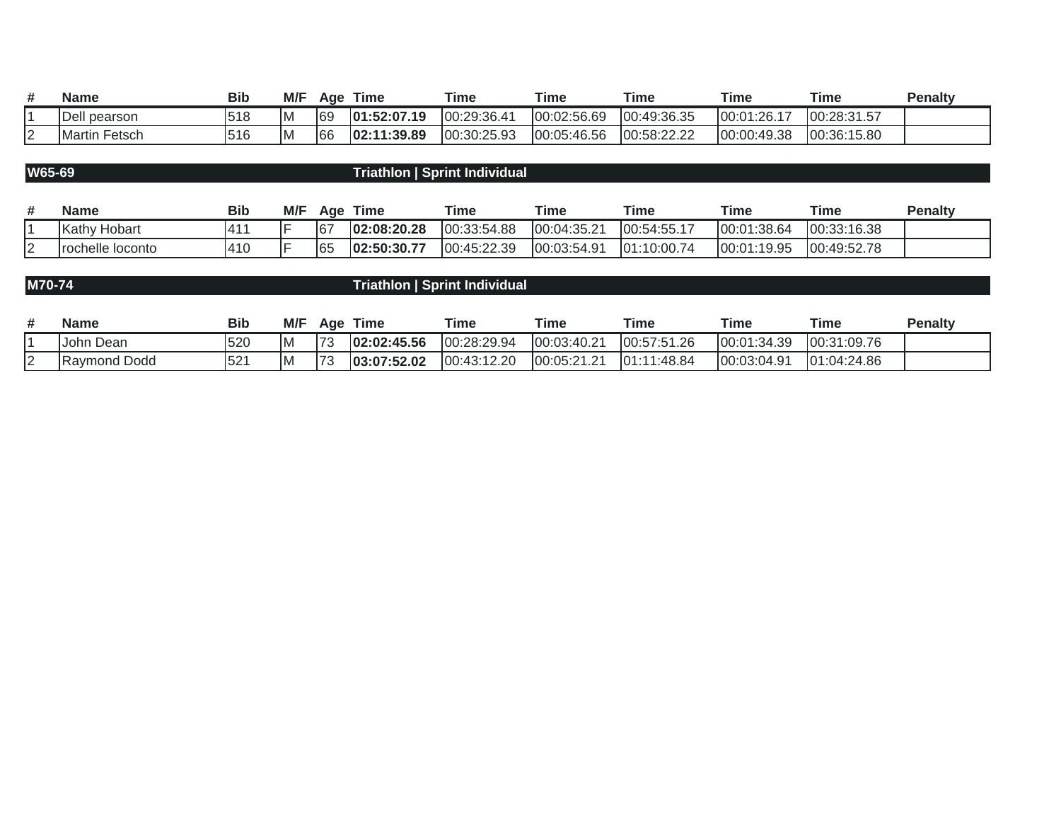| # | Name | Bib | M/F | Age | Time | Time | Time | Time | Time | Time | Penalty |
|---|---|---|---|---|---|---|---|---|---|---|---|
| 1 | Dell pearson | 518 | M | 69 | **01:52:07.19** | 00:29:36.41 | 00:02:56.69 | 00:49:36.35 | 00:01:26.17 | 00:28:31.57 | |
| 2 | Martin Fetsch | 516 | M | 66 | **02:11:39.89** | 00:30:25.93 | 00:05:46.56 | 00:58:22.22 | 00:00:49.38 | 00:36:15.80 | |

**W65-69** **Triathlon | Sprint Individual**

| # | Name | Bib | M/F | Age | Time | Time | Time | Time | Time | Time | Penalty |
|---|---|---|---|---|---|---|---|---|---|---|---|
| 1 | Kathy Hobart | 411 | F | 67 | **02:08:20.28** | 00:33:54.88 | 00:04:35.21 | 00:54:55.17 | 00:01:38.64 | 00:33:16.38 | |
| 2 | rochelle loconto | 410 | F | 65 | **02:50:30.77** | 00:45:22.39 | 00:03:54.91 | 01:10:00.74 | 00:01:19.95 | 00:49:52.78 | |

**M70-74** **Triathlon | Sprint Individual**

| # | Name | Bib | M/F | Age | Time | Time | Time | Time | Time | Time | Penalty |
|---|---|---|---|---|---|---|---|---|---|---|---|
| 1 | John Dean | 520 | M | 73 | **02:02:45.56** | 00:28:29.94 | 00:03:40.21 | 00:57:51.26 | 00:01:34.39 | 00:31:09.76 | |
| 2 | Raymond Dodd | 521 | M | 73 | **03:07:52.02** | 00:43:12.20 | 00:05:21.21 | 01:11:48.84 | 00:03:04.91 | 01:04:24.86 | |